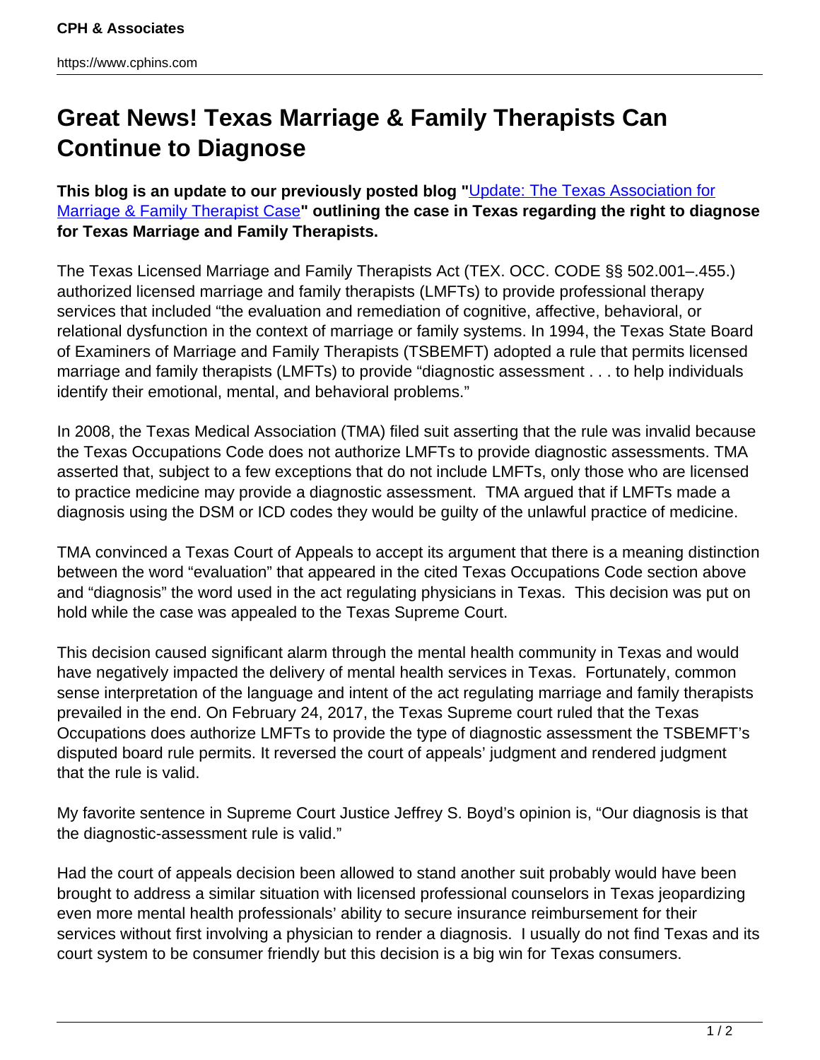# Great News! Texas Marriage & Family Therapists Can Continue to Diagnose

**This blog is an update to our previously posted blog "[Update: The Texas Association for Marriage & Family Therapist Case](#)" outlining the case in Texas regarding the right to diagnose for Texas Marriage and Family Therapists.**

The Texas Licensed Marriage and Family Therapists Act (TEX. OCC. CODE §§ 502.001–.455.) authorized licensed marriage and family therapists (LMFTs) to provide professional therapy services that included "the evaluation and remediation of cognitive, affective, behavioral, or relational dysfunction in the context of marriage or family systems. In 1994, the Texas State Board of Examiners of Marriage and Family Therapists (TSBEMFT) adopted a rule that permits licensed marriage and family therapists (LMFTs) to provide "diagnostic assessment . . . to help individuals identify their emotional, mental, and behavioral problems."

In 2008, the Texas Medical Association (TMA) filed suit asserting that the rule was invalid because the Texas Occupations Code does not authorize LMFTs to provide diagnostic assessments. TMA asserted that, subject to a few exceptions that do not include LMFTs, only those who are licensed to practice medicine may provide a diagnostic assessment. TMA argued that if LMFTs made a diagnosis using the DSM or ICD codes they would be guilty of the unlawful practice of medicine.

TMA convinced a Texas Court of Appeals to accept its argument that there is a meaning distinction between the word "evaluation" that appeared in the cited Texas Occupations Code section above and "diagnosis" the word used in the act regulating physicians in Texas. This decision was put on hold while the case was appealed to the Texas Supreme Court.

This decision caused significant alarm through the mental health community in Texas and would have negatively impacted the delivery of mental health services in Texas. Fortunately, common sense interpretation of the language and intent of the act regulating marriage and family therapists prevailed in the end. On February 24, 2017, the Texas Supreme court ruled that the Texas Occupations does authorize LMFTs to provide the type of diagnostic assessment the TSBEMFT's disputed board rule permits. It reversed the court of appeals' judgment and rendered judgment that the rule is valid.

My favorite sentence in Supreme Court Justice Jeffrey S. Boyd's opinion is, "Our diagnosis is that the diagnostic-assessment rule is valid."

Had the court of appeals decision been allowed to stand another suit probably would have been brought to address a similar situation with licensed professional counselors in Texas jeopardizing even more mental health professionals' ability to secure insurance reimbursement for their services without first involving a physician to render a diagnosis. I usually do not find Texas and its court system to be consumer friendly but this decision is a big win for Texas consumers.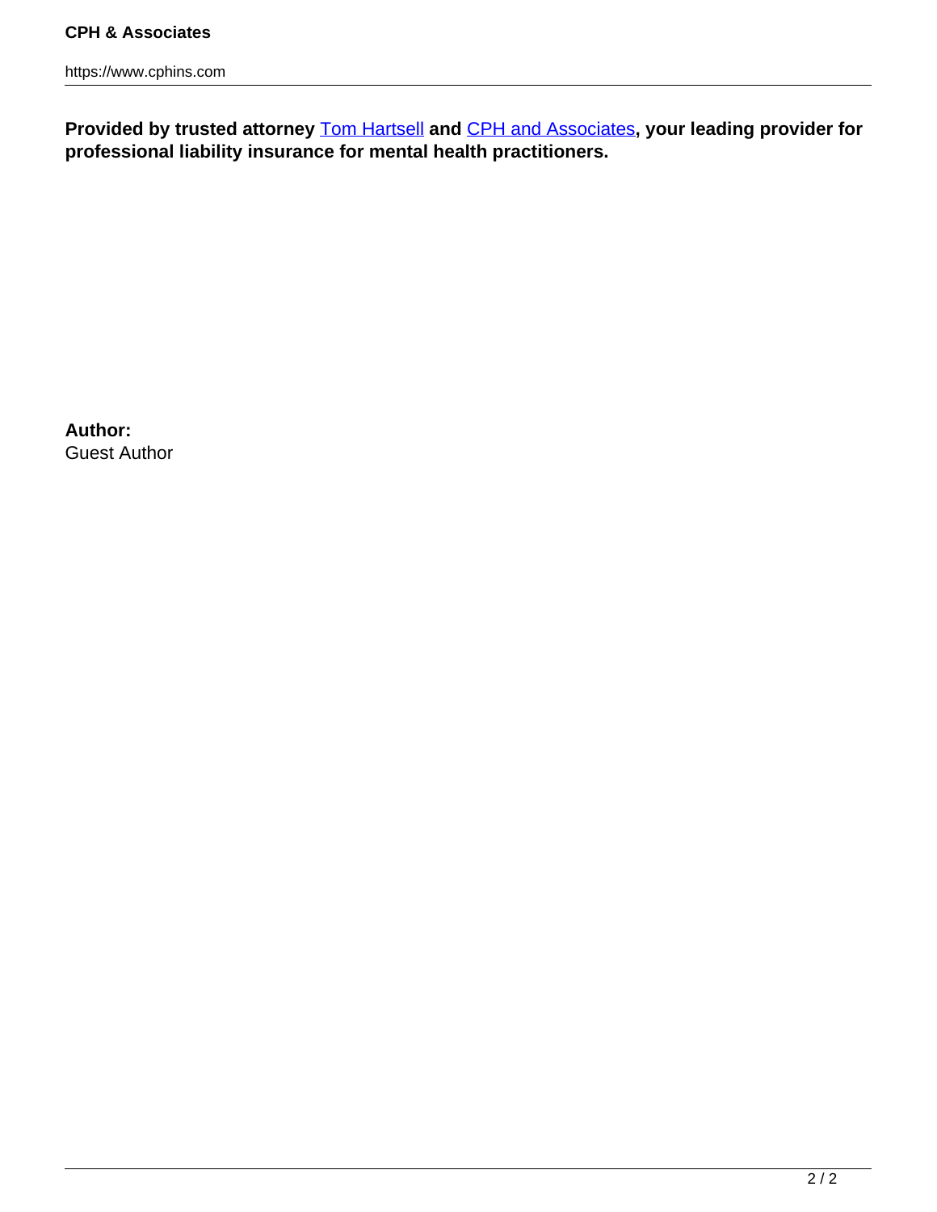**Provided by trusted attorney [Tom Hartsell] and [CPH and Associates], your leading provider for professional liability insurance for mental health practitioners.**

**Author:**
Guest Author